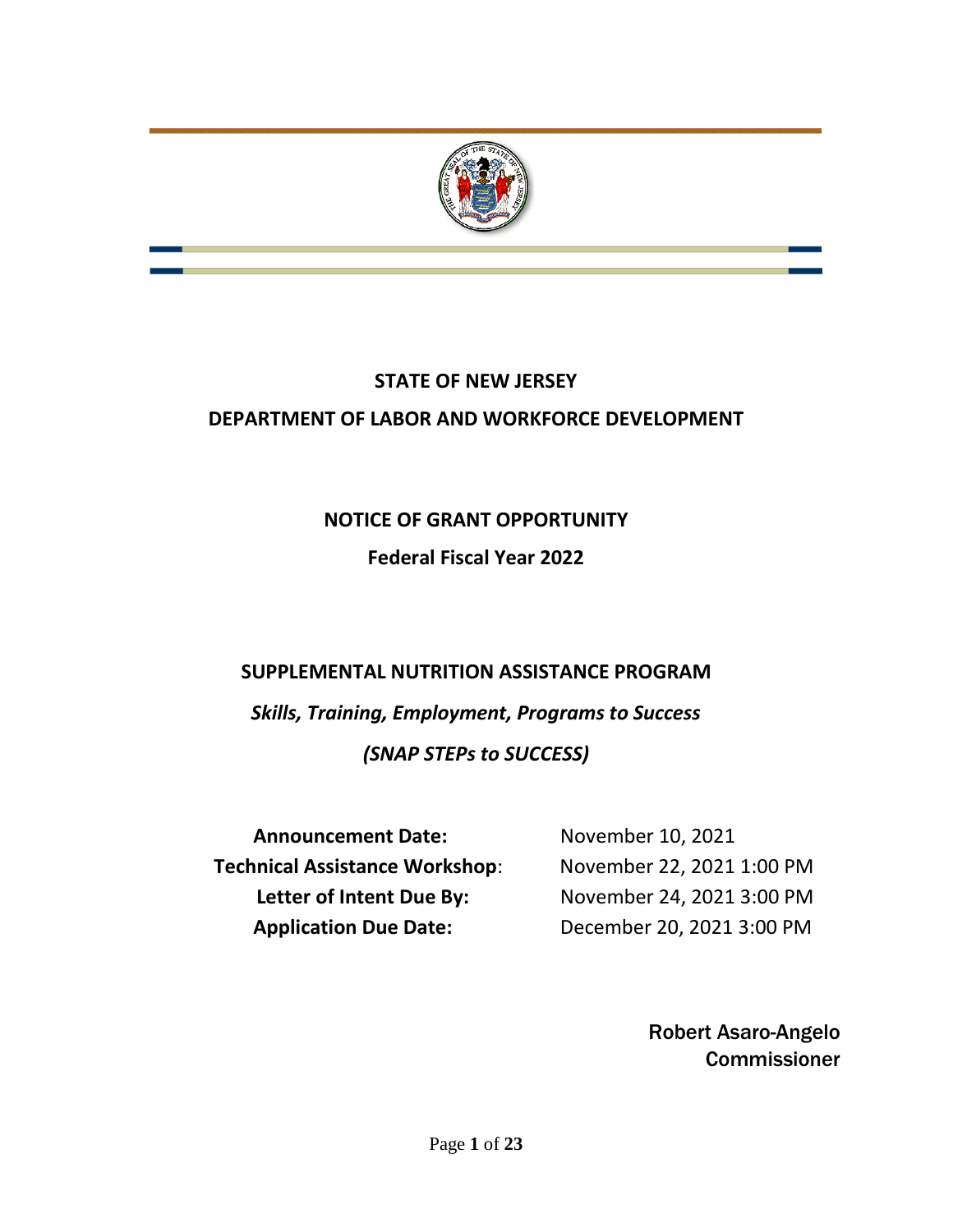# STATE OF NEW JERSEY

## DEPARTMENT OF LABOR AND WORKFORCE DEVELOPMENT

## NOTICE OF GRANT OPPORTUNITY

### Federal Fiscal Year 2022

## SUPPLEMENTAL NUTRITION ASSISTANCE PROGRAM

***Skills, Training, Employment, Programs to Success***

***(SNAP STEPs to SUCCESS)***

| | |
|---|---|
| **Announcement Date:** | November 10, 2021 |
| **Technical Assistance Workshop**: | November 22, 2021 1:00 PM |
| **Letter of Intent Due By:** | November 24, 2021 3:00 PM |
| **Application Due Date:** | December 20, 2021 3:00 PM |

Robert Asaro-Angelo
Commissioner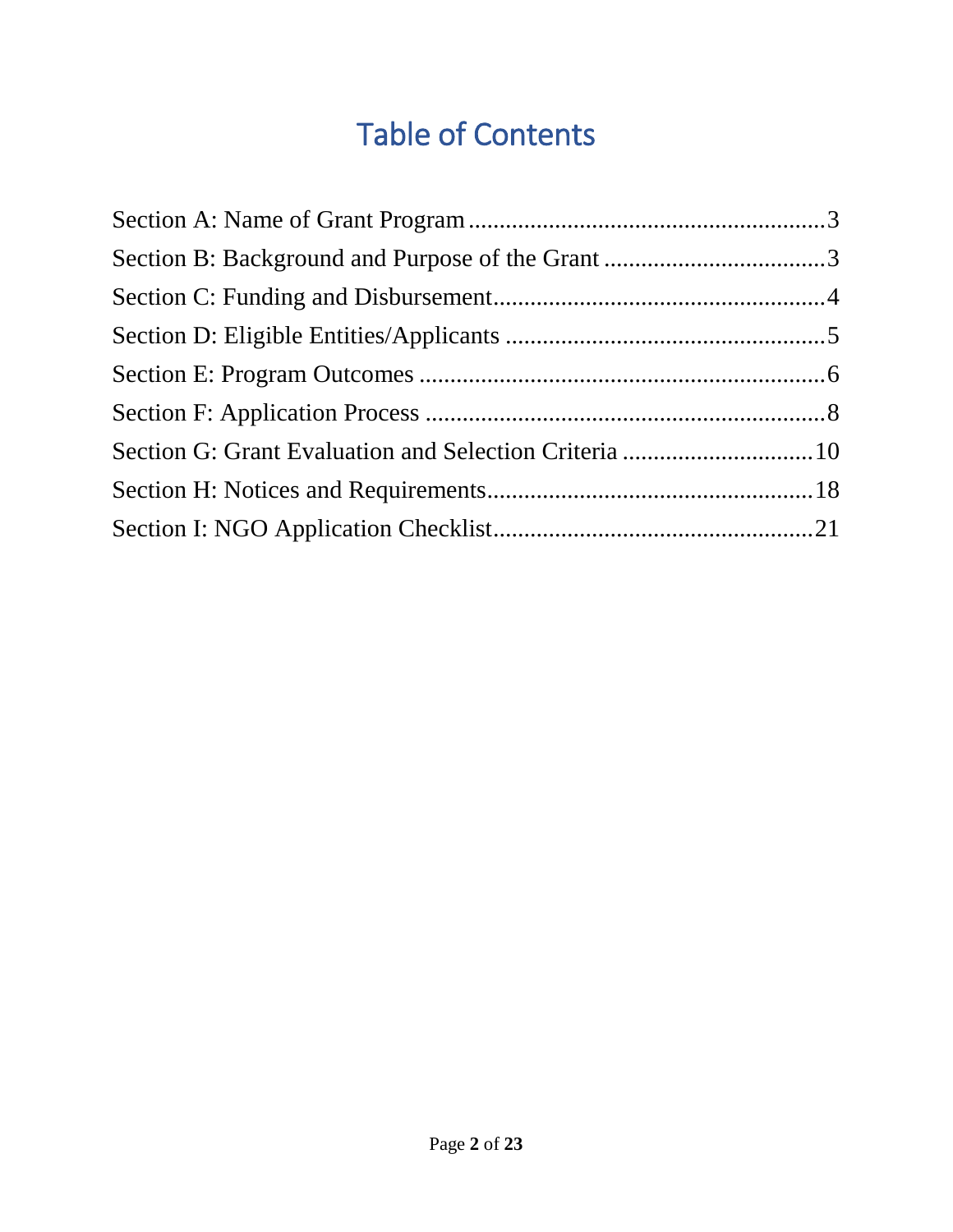# Table of Contents

Section A: Name of Grant Program .......................................................... 3
Section B: Background and Purpose of the Grant .................................... 3
Section C: Funding and Disbursement...................................................... 4
Section D: Eligible Entities/Applicants .................................................... 5
Section E: Program Outcomes .................................................................. 6
Section F: Application Process ................................................................. 8
Section G: Grant Evaluation and Selection Criteria ............................... 10
Section H: Notices and Requirements..................................................... 18
Section I: NGO Application Checklist.................................................... 21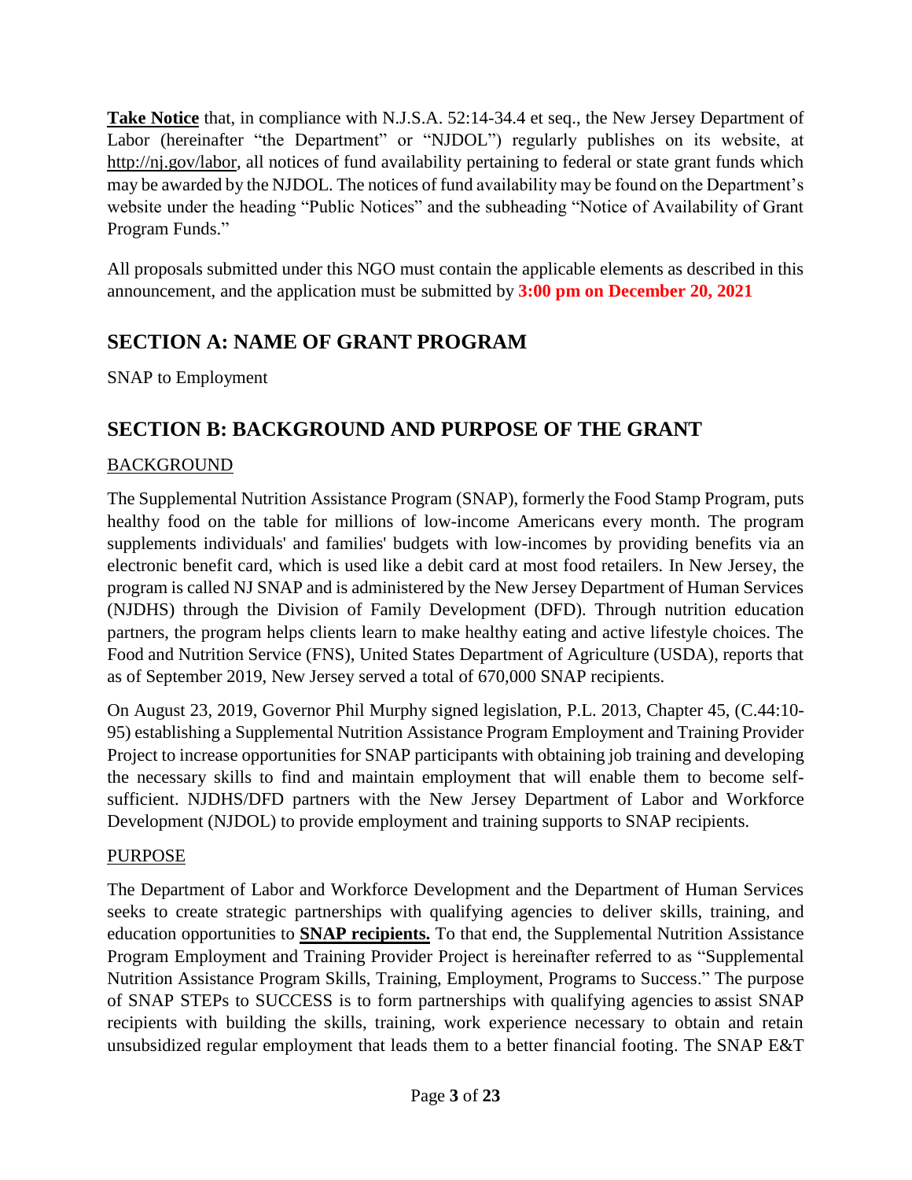**Take Notice** that, in compliance with N.J.S.A. 52:14-34.4 et seq., the New Jersey Department of Labor (hereinafter "the Department" or "NJDOL") regularly publishes on its website, at http://nj.gov/labor, all notices of fund availability pertaining to federal or state grant funds which may be awarded by the NJDOL. The notices of fund availability may be found on the Department's website under the heading "Public Notices" and the subheading "Notice of Availability of Grant Program Funds."

All proposals submitted under this NGO must contain the applicable elements as described in this announcement, and the application must be submitted by **3:00 pm on December 20, 2021**

## SECTION A: NAME OF GRANT PROGRAM

SNAP to Employment

## SECTION B: BACKGROUND AND PURPOSE OF THE GRANT

### BACKGROUND

The Supplemental Nutrition Assistance Program (SNAP), formerly the Food Stamp Program, puts healthy food on the table for millions of low-income Americans every month. The program supplements individuals' and families' budgets with low-incomes by providing benefits via an electronic benefit card, which is used like a debit card at most food retailers. In New Jersey, the program is called NJ SNAP and is administered by the New Jersey Department of Human Services (NJDHS) through the Division of Family Development (DFD). Through nutrition education partners, the program helps clients learn to make healthy eating and active lifestyle choices. The Food and Nutrition Service (FNS), United States Department of Agriculture (USDA), reports that as of September 2019, New Jersey served a total of 670,000 SNAP recipients.

On August 23, 2019, Governor Phil Murphy signed legislation, P.L. 2013, Chapter 45, (C.44:10-95) establishing a Supplemental Nutrition Assistance Program Employment and Training Provider Project to increase opportunities for SNAP participants with obtaining job training and developing the necessary skills to find and maintain employment that will enable them to become self-sufficient. NJDHS/DFD partners with the New Jersey Department of Labor and Workforce Development (NJDOL) to provide employment and training supports to SNAP recipients.

### PURPOSE

The Department of Labor and Workforce Development and the Department of Human Services seeks to create strategic partnerships with qualifying agencies to deliver skills, training, and education opportunities to **SNAP recipients.** To that end, the Supplemental Nutrition Assistance Program Employment and Training Provider Project is hereinafter referred to as "Supplemental Nutrition Assistance Program Skills, Training, Employment, Programs to Success." The purpose of SNAP STEPs to SUCCESS is to form partnerships with qualifying agencies to assist SNAP recipients with building the skills, training, work experience necessary to obtain and retain unsubsidized regular employment that leads them to a better financial footing. The SNAP E&T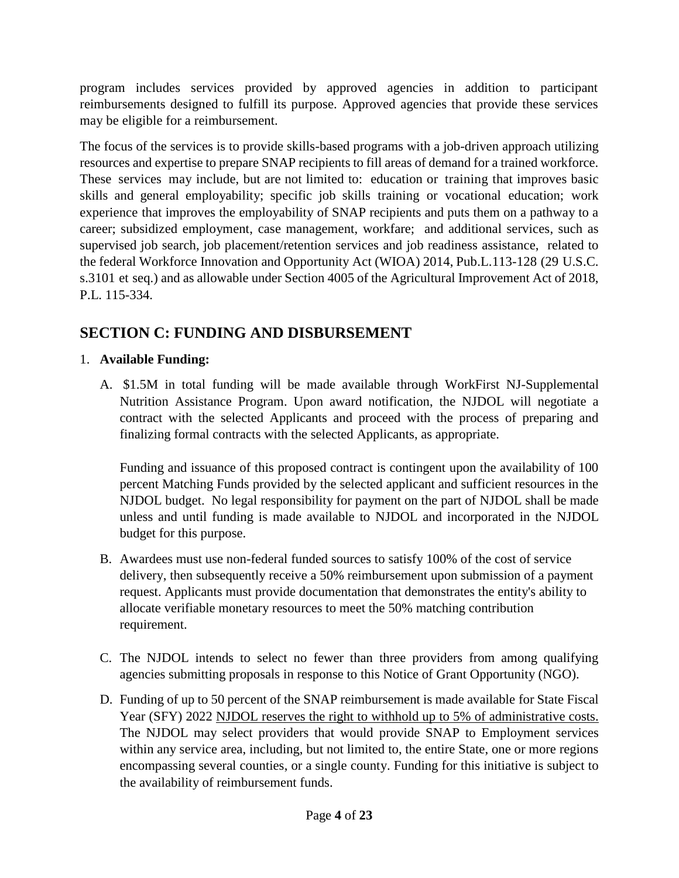program includes services provided by approved agencies in addition to participant reimbursements designed to fulfill its purpose. Approved agencies that provide these services may be eligible for a reimbursement.

The focus of the services is to provide skills-based programs with a job-driven approach utilizing resources and expertise to prepare SNAP recipients to fill areas of demand for a trained workforce. These services may include, but are not limited to: education or training that improves basic skills and general employability; specific job skills training or vocational education; work experience that improves the employability of SNAP recipients and puts them on a pathway to a career; subsidized employment, case management, workfare; and additional services, such as supervised job search, job placement/retention services and job readiness assistance, related to the federal Workforce Innovation and Opportunity Act (WIOA) 2014, Pub.L.113-128 (29 U.S.C. s.3101 et seq.) and as allowable under Section 4005 of the Agricultural Improvement Act of 2018, P.L. 115-334.

## SECTION C: FUNDING AND DISBURSEMENT

1. **Available Funding:**

   A. \$1.5M in total funding will be made available through WorkFirst NJ-Supplemental Nutrition Assistance Program. Upon award notification, the NJDOL will negotiate a contract with the selected Applicants and proceed with the process of preparing and finalizing formal contracts with the selected Applicants, as appropriate.

      Funding and issuance of this proposed contract is contingent upon the availability of 100 percent Matching Funds provided by the selected applicant and sufficient resources in the NJDOL budget. No legal responsibility for payment on the part of NJDOL shall be made unless and until funding is made available to NJDOL and incorporated in the NJDOL budget for this purpose.

   B. Awardees must use non-federal funded sources to satisfy 100% of the cost of service delivery, then subsequently receive a 50% reimbursement upon submission of a payment request. Applicants must provide documentation that demonstrates the entity's ability to allocate verifiable monetary resources to meet the 50% matching contribution requirement.

   C. The NJDOL intends to select no fewer than three providers from among qualifying agencies submitting proposals in response to this Notice of Grant Opportunity (NGO).

   D. Funding of up to 50 percent of the SNAP reimbursement is made available for State Fiscal Year (SFY) 2022 <u>NJDOL reserves the right to withhold up to 5% of administrative costs.</u> The NJDOL may select providers that would provide SNAP to Employment services within any service area, including, but not limited to, the entire State, one or more regions encompassing several counties, or a single county. Funding for this initiative is subject to the availability of reimbursement funds.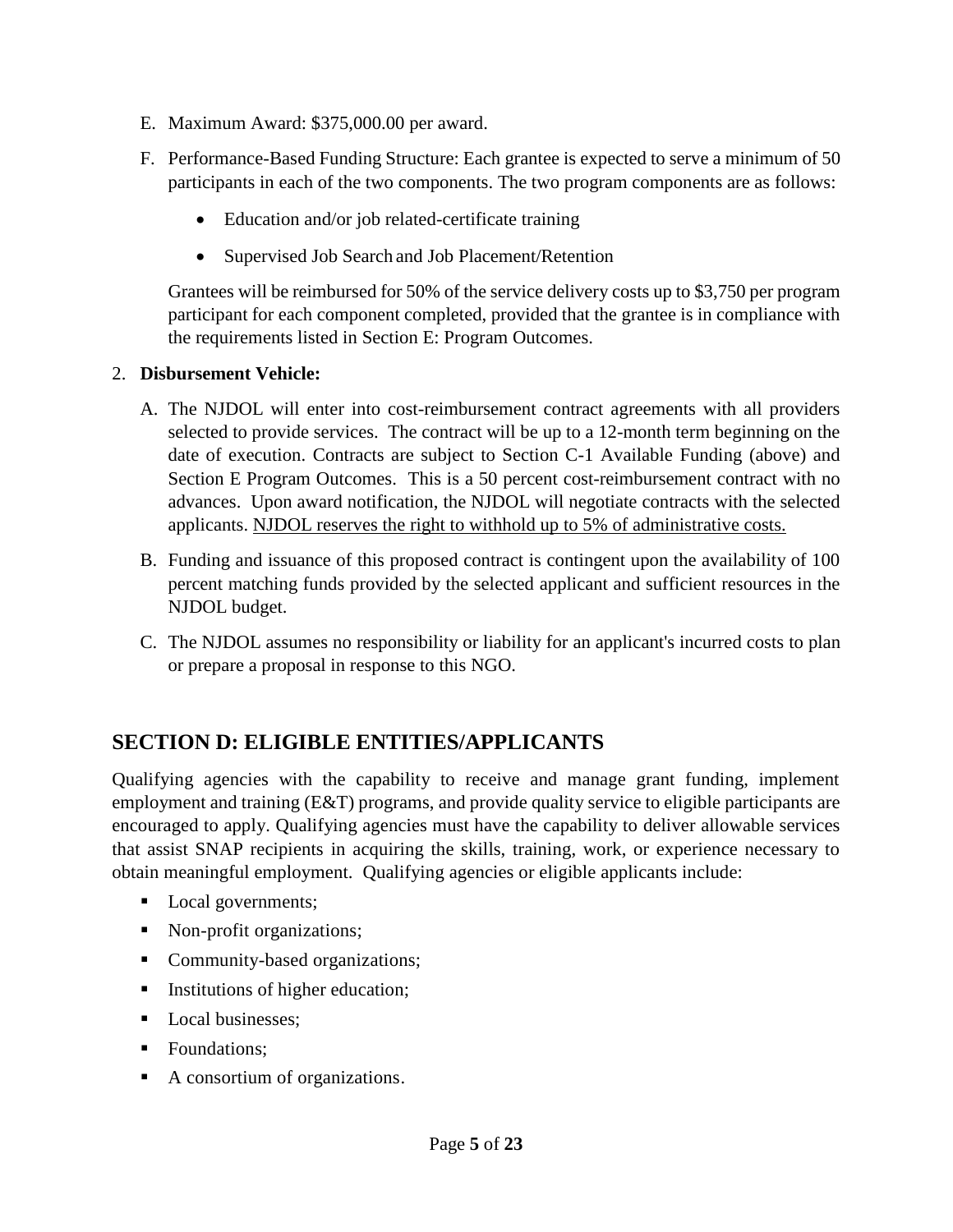E. Maximum Award: $375,000.00 per award.

F. Performance-Based Funding Structure: Each grantee is expected to serve a minimum of 50 participants in each of the two components. The two program components are as follows:

   - Education and/or job related-certificate training
   - Supervised Job Search and Job Placement/Retention

   Grantees will be reimbursed for 50% of the service delivery costs up to $3,750 per program participant for each component completed, provided that the grantee is in compliance with the requirements listed in Section E: Program Outcomes.

2. **Disbursement Vehicle:**

   A. The NJDOL will enter into cost-reimbursement contract agreements with all providers selected to provide services. The contract will be up to a 12-month term beginning on the date of execution. Contracts are subject to Section C-1 Available Funding (above) and Section E Program Outcomes. This is a 50 percent cost-reimbursement contract with no advances. Upon award notification, the NJDOL will negotiate contracts with the selected applicants. <u>NJDOL reserves the right to withhold up to 5% of administrative costs.</u>

   B. Funding and issuance of this proposed contract is contingent upon the availability of 100 percent matching funds provided by the selected applicant and sufficient resources in the NJDOL budget.

   C. The NJDOL assumes no responsibility or liability for an applicant's incurred costs to plan or prepare a proposal in response to this NGO.

## SECTION D: ELIGIBLE ENTITIES/APPLICANTS

Qualifying agencies with the capability to receive and manage grant funding, implement employment and training (E&T) programs, and provide quality service to eligible participants are encouraged to apply. Qualifying agencies must have the capability to deliver allowable services that assist SNAP recipients in acquiring the skills, training, work, or experience necessary to obtain meaningful employment. Qualifying agencies or eligible applicants include:

- Local governments;
- Non-profit organizations;
- Community-based organizations;
- Institutions of higher education;
- Local businesses;
- Foundations;
- A consortium of organizations.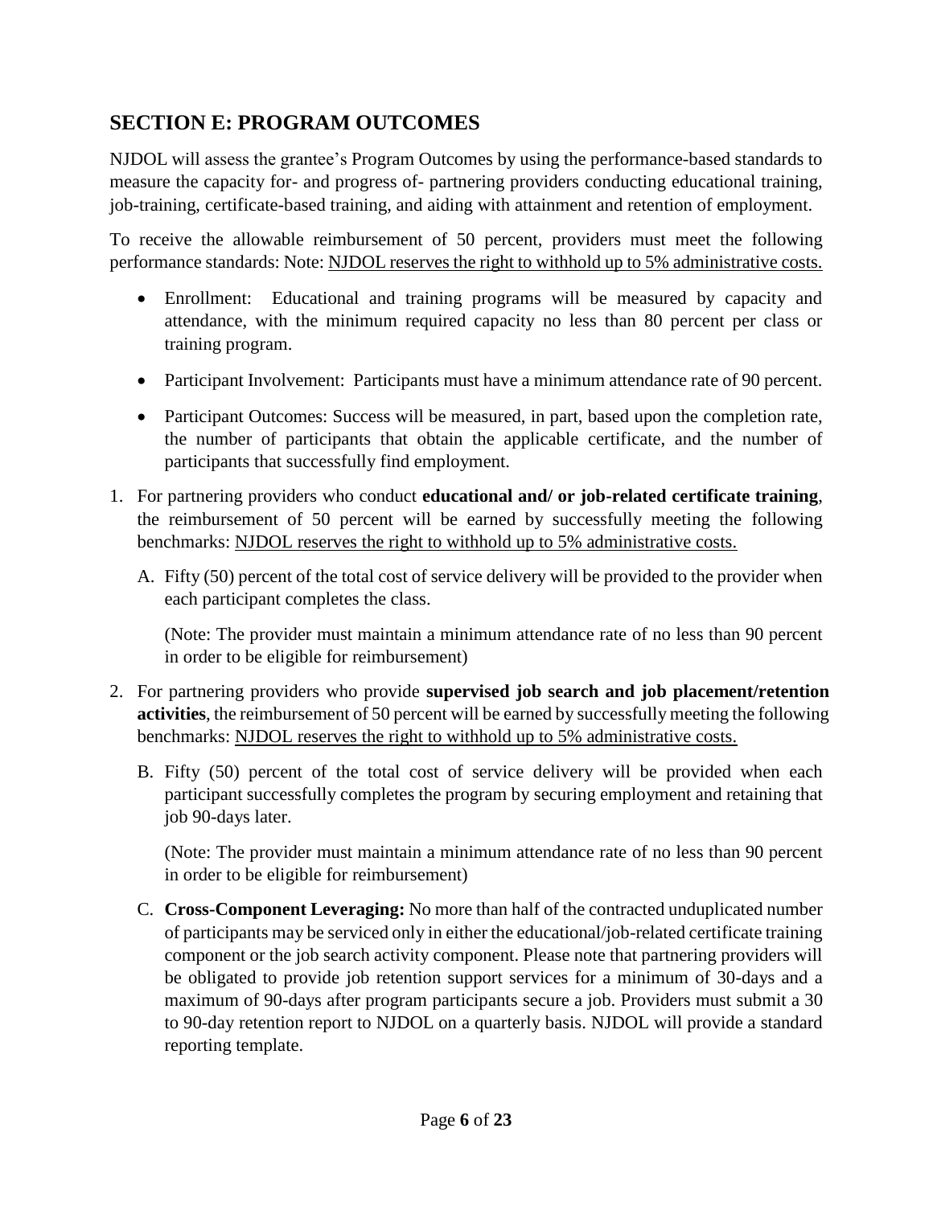## SECTION E: PROGRAM OUTCOMES

NJDOL will assess the grantee's Program Outcomes by using the performance-based standards to measure the capacity for- and progress of- partnering providers conducting educational training, job-training, certificate-based training, and aiding with attainment and retention of employment.

To receive the allowable reimbursement of 50 percent, providers must meet the following performance standards: Note: <u>NJDOL reserves the right to withhold up to 5% administrative costs.</u>

- Enrollment: Educational and training programs will be measured by capacity and attendance, with the minimum required capacity no less than 80 percent per class or training program.
- Participant Involvement: Participants must have a minimum attendance rate of 90 percent.
- Participant Outcomes: Success will be measured, in part, based upon the completion rate, the number of participants that obtain the applicable certificate, and the number of participants that successfully find employment.

1. For partnering providers who conduct **educational and/ or job-related certificate training**, the reimbursement of 50 percent will be earned by successfully meeting the following benchmarks: <u>NJDOL reserves the right to withhold up to 5% administrative costs.</u>

   A. Fifty (50) percent of the total cost of service delivery will be provided to the provider when each participant completes the class.

   (Note: The provider must maintain a minimum attendance rate of no less than 90 percent in order to be eligible for reimbursement)

2. For partnering providers who provide **supervised job search and job placement/retention activities**, the reimbursement of 50 percent will be earned by successfully meeting the following benchmarks: <u>NJDOL reserves the right to withhold up to 5% administrative costs.</u>

   B. Fifty (50) percent of the total cost of service delivery will be provided when each participant successfully completes the program by securing employment and retaining that job 90-days later.

   (Note: The provider must maintain a minimum attendance rate of no less than 90 percent in order to be eligible for reimbursement)

   C. **Cross-Component Leveraging:** No more than half of the contracted unduplicated number of participants may be serviced only in either the educational/job-related certificate training component or the job search activity component. Please note that partnering providers will be obligated to provide job retention support services for a minimum of 30-days and a maximum of 90-days after program participants secure a job. Providers must submit a 30 to 90-day retention report to NJDOL on a quarterly basis. NJDOL will provide a standard reporting template.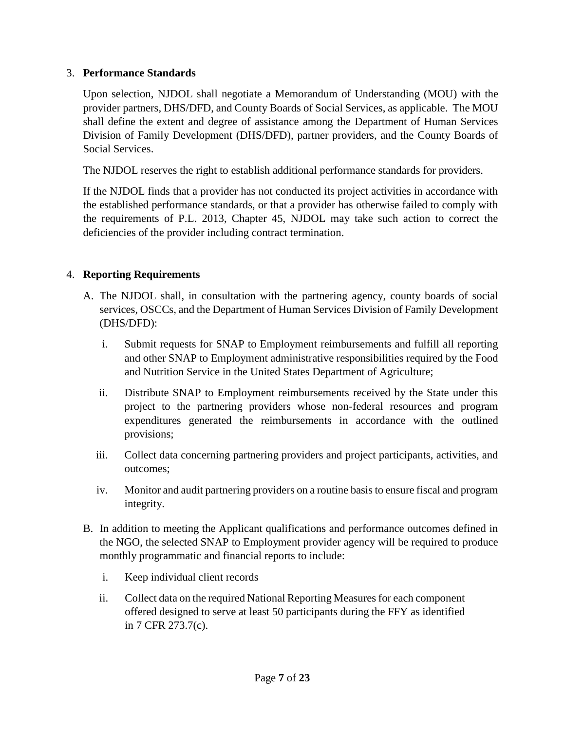3. **Performance Standards**

   Upon selection, NJDOL shall negotiate a Memorandum of Understanding (MOU) with the provider partners, DHS/DFD, and County Boards of Social Services, as applicable. The MOU shall define the extent and degree of assistance among the Department of Human Services Division of Family Development (DHS/DFD), partner providers, and the County Boards of Social Services.

   The NJDOL reserves the right to establish additional performance standards for providers.

   If the NJDOL finds that a provider has not conducted its project activities in accordance with the established performance standards, or that a provider has otherwise failed to comply with the requirements of P.L. 2013, Chapter 45, NJDOL may take such action to correct the deficiencies of the provider including contract termination.

4. **Reporting Requirements**

   A. The NJDOL shall, in consultation with the partnering agency, county boards of social services, OSCCs, and the Department of Human Services Division of Family Development (DHS/DFD):

      i. Submit requests for SNAP to Employment reimbursements and fulfill all reporting and other SNAP to Employment administrative responsibilities required by the Food and Nutrition Service in the United States Department of Agriculture;

      ii. Distribute SNAP to Employment reimbursements received by the State under this project to the partnering providers whose non-federal resources and program expenditures generated the reimbursements in accordance with the outlined provisions;

      iii. Collect data concerning partnering providers and project participants, activities, and outcomes;

      iv. Monitor and audit partnering providers on a routine basis to ensure fiscal and program integrity.

   B. In addition to meeting the Applicant qualifications and performance outcomes defined in the NGO, the selected SNAP to Employment provider agency will be required to produce monthly programmatic and financial reports to include:

      i. Keep individual client records

      ii. Collect data on the required National Reporting Measures for each component offered designed to serve at least 50 participants during the FFY as identified in 7 CFR 273.7(c).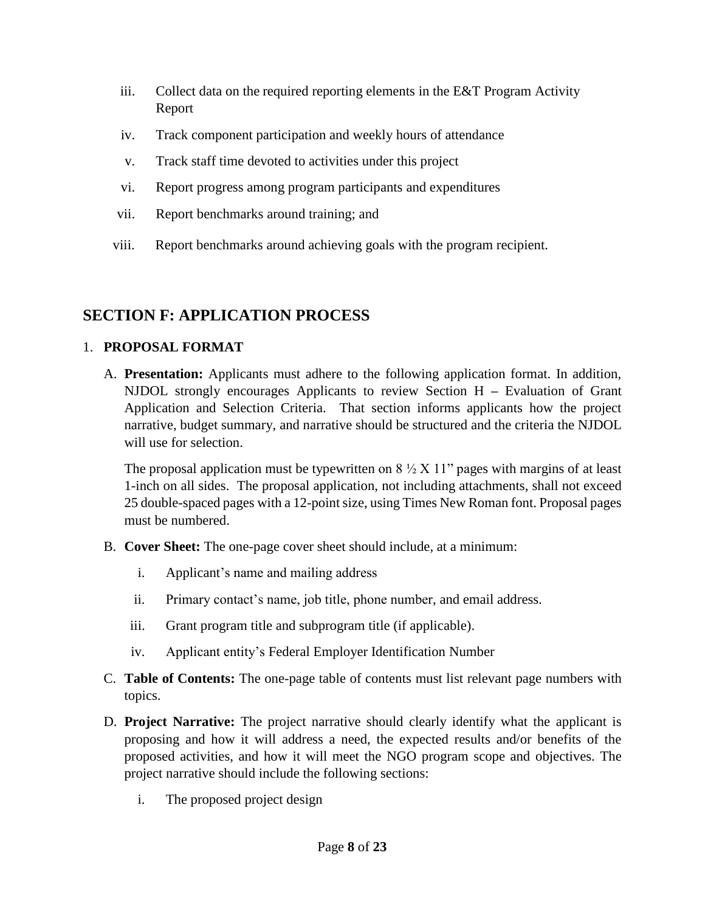iii. Collect data on the required reporting elements in the E&T Program Activity Report

iv. Track component participation and weekly hours of attendance

v. Track staff time devoted to activities under this project

vi. Report progress among program participants and expenditures

vii. Report benchmarks around training; and

viii. Report benchmarks around achieving goals with the program recipient.

## SECTION F: APPLICATION PROCESS

1. **PROPOSAL FORMAT**

   A. **Presentation:** Applicants must adhere to the following application format. In addition, NJDOL strongly encourages Applicants to review Section H – Evaluation of Grant Application and Selection Criteria. That section informs applicants how the project narrative, budget summary, and narrative should be structured and the criteria the NJDOL will use for selection.

   The proposal application must be typewritten on 8 ½ X 11" pages with margins of at least 1-inch on all sides. The proposal application, not including attachments, shall not exceed 25 double-spaced pages with a 12-point size, using Times New Roman font. Proposal pages must be numbered.

   B. **Cover Sheet:** The one-page cover sheet should include, at a minimum:

      i. Applicant's name and mailing address

      ii. Primary contact's name, job title, phone number, and email address.

      iii. Grant program title and subprogram title (if applicable).

      iv. Applicant entity's Federal Employer Identification Number

   C. **Table of Contents:** The one-page table of contents must list relevant page numbers with topics.

   D. **Project Narrative:** The project narrative should clearly identify what the applicant is proposing and how it will address a need, the expected results and/or benefits of the proposed activities, and how it will meet the NGO program scope and objectives. The project narrative should include the following sections:

      i. The proposed project design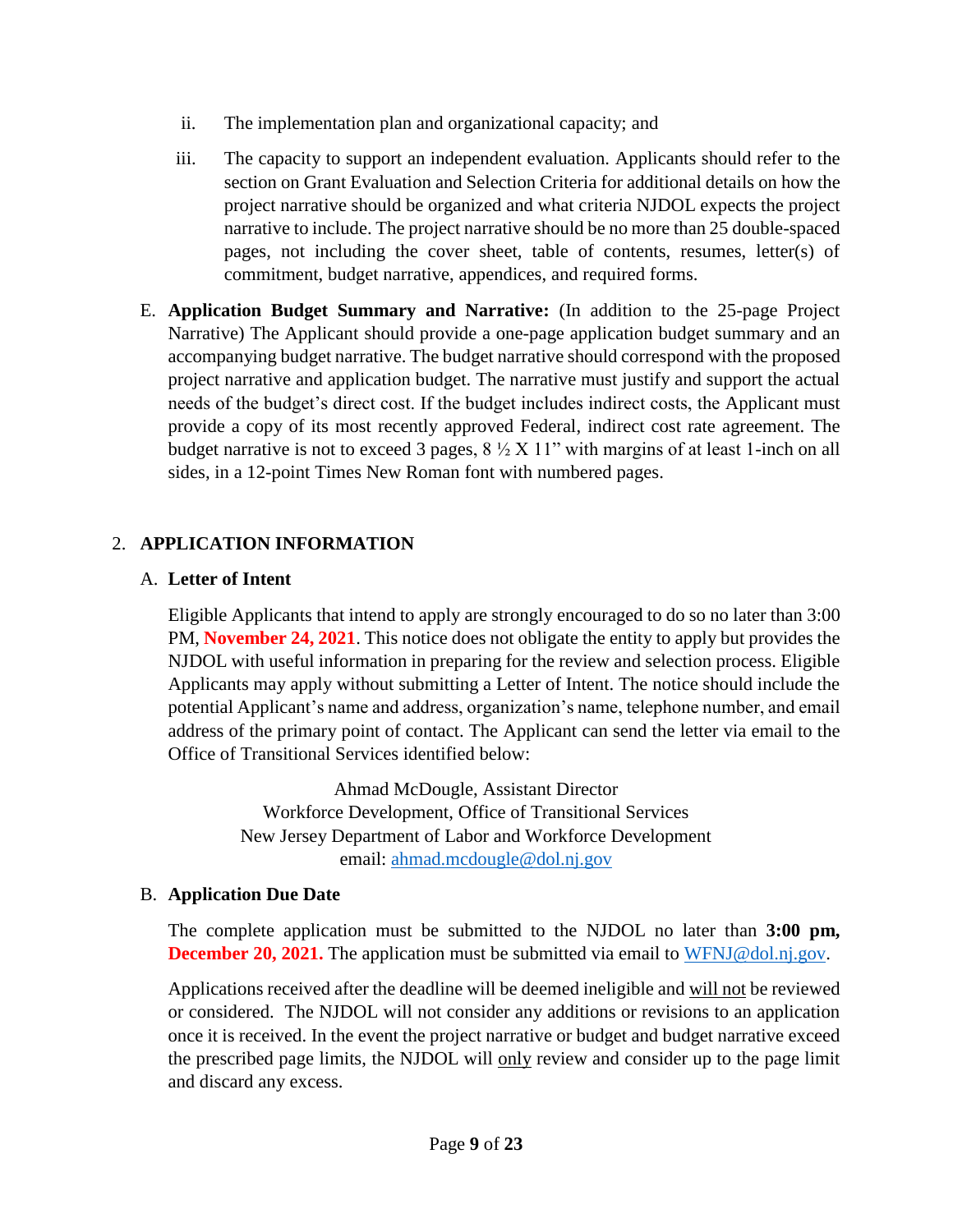ii. The implementation plan and organizational capacity; and

iii. The capacity to support an independent evaluation. Applicants should refer to the section on Grant Evaluation and Selection Criteria for additional details on how the project narrative should be organized and what criteria NJDOL expects the project narrative to include. The project narrative should be no more than 25 double-spaced pages, not including the cover sheet, table of contents, resumes, letter(s) of commitment, budget narrative, appendices, and required forms.

E. **Application Budget Summary and Narrative:** (In addition to the 25-page Project Narrative) The Applicant should provide a one-page application budget summary and an accompanying budget narrative. The budget narrative should correspond with the proposed project narrative and application budget. The narrative must justify and support the actual needs of the budget's direct cost. If the budget includes indirect costs, the Applicant must provide a copy of its most recently approved Federal, indirect cost rate agreement. The budget narrative is not to exceed 3 pages, 8 ½ X 11" with margins of at least 1-inch on all sides, in a 12-point Times New Roman font with numbered pages.

## 2. APPLICATION INFORMATION

### A. Letter of Intent

Eligible Applicants that intend to apply are strongly encouraged to do so no later than 3:00 PM, **November 24, 2021**. This notice does not obligate the entity to apply but provides the NJDOL with useful information in preparing for the review and selection process. Eligible Applicants may apply without submitting a Letter of Intent. The notice should include the potential Applicant's name and address, organization's name, telephone number, and email address of the primary point of contact. The Applicant can send the letter via email to the Office of Transitional Services identified below:

Ahmad McDougle, Assistant Director
Workforce Development, Office of Transitional Services
New Jersey Department of Labor and Workforce Development
email: ahmad.mcdougle@dol.nj.gov

### B. Application Due Date

The complete application must be submitted to the NJDOL no later than **3:00 pm, December 20, 2021.** The application must be submitted via email to WFNJ@dol.nj.gov.

Applications received after the deadline will be deemed ineligible and will not be reviewed or considered. The NJDOL will not consider any additions or revisions to an application once it is received. In the event the project narrative or budget and budget narrative exceed the prescribed page limits, the NJDOL will only review and consider up to the page limit and discard any excess.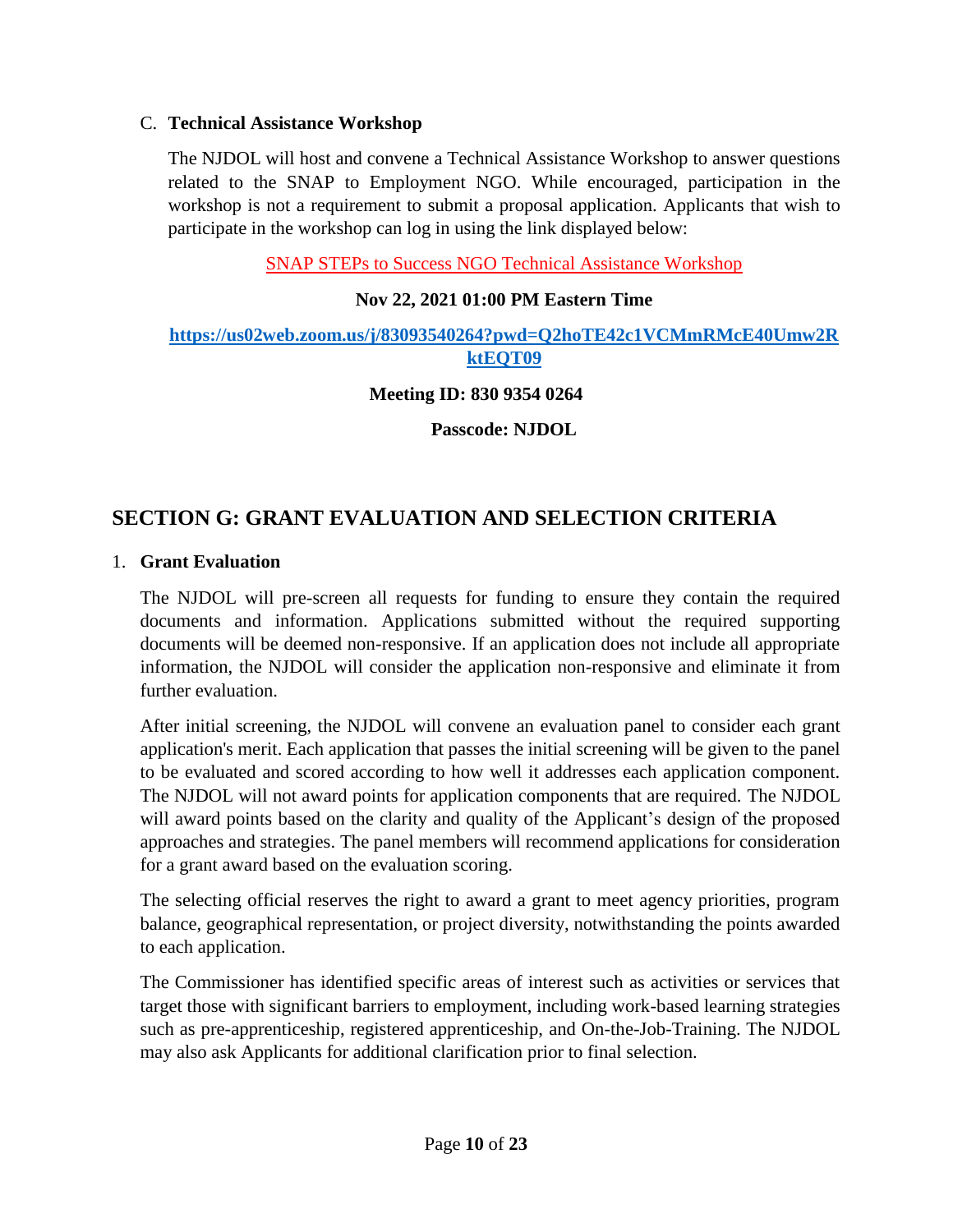### C. Technical Assistance Workshop

The NJDOL will host and convene a Technical Assistance Workshop to answer questions related to the SNAP to Employment NGO. While encouraged, participation in the workshop is not a requirement to submit a proposal application. Applicants that wish to participate in the workshop can log in using the link displayed below:

SNAP STEPs to Success NGO Technical Assistance Workshop

**Nov 22, 2021 01:00 PM Eastern Time**

**https://us02web.zoom.us/j/83093540264?pwd=Q2hoTE42c1VCMmRMcE40Umw2RktEQT09**

**Meeting ID: 830 9354 0264**

**Passcode: NJDOL**

## SECTION G: GRANT EVALUATION AND SELECTION CRITERIA

### 1. Grant Evaluation

The NJDOL will pre-screen all requests for funding to ensure they contain the required documents and information. Applications submitted without the required supporting documents will be deemed non-responsive. If an application does not include all appropriate information, the NJDOL will consider the application non-responsive and eliminate it from further evaluation.

After initial screening, the NJDOL will convene an evaluation panel to consider each grant application's merit. Each application that passes the initial screening will be given to the panel to be evaluated and scored according to how well it addresses each application component. The NJDOL will not award points for application components that are required. The NJDOL will award points based on the clarity and quality of the Applicant's design of the proposed approaches and strategies. The panel members will recommend applications for consideration for a grant award based on the evaluation scoring.

The selecting official reserves the right to award a grant to meet agency priorities, program balance, geographical representation, or project diversity, notwithstanding the points awarded to each application.

The Commissioner has identified specific areas of interest such as activities or services that target those with significant barriers to employment, including work-based learning strategies such as pre-apprenticeship, registered apprenticeship, and On-the-Job-Training. The NJDOL may also ask Applicants for additional clarification prior to final selection.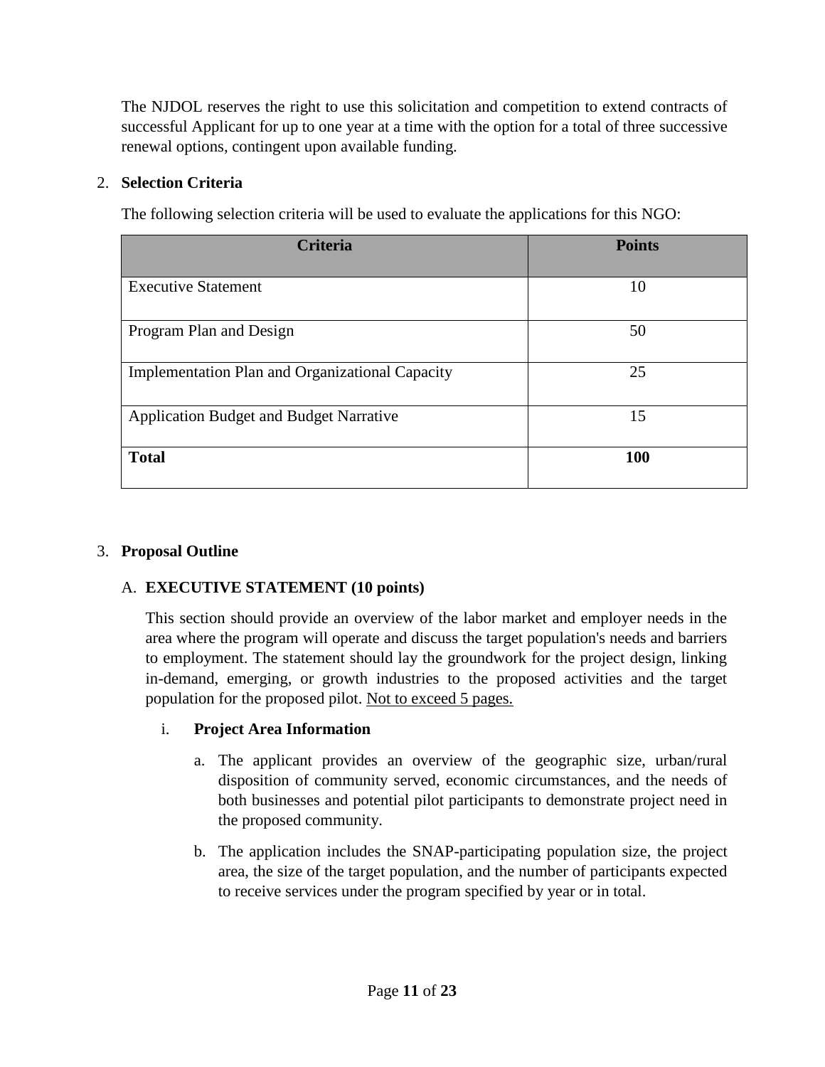The NJDOL reserves the right to use this solicitation and competition to extend contracts of successful Applicant for up to one year at a time with the option for a total of three successive renewal options, contingent upon available funding.

2. **Selection Criteria**

The following selection criteria will be used to evaluate the applications for this NGO:

| Criteria | Points |
| --- | --- |
| Executive Statement | 10 |
| Program Plan and Design | 50 |
| Implementation Plan and Organizational Capacity | 25 |
| Application Budget and Budget Narrative | 15 |
| **Total** | **100** |

3. **Proposal Outline**

A. **EXECUTIVE STATEMENT (10 points)**

This section should provide an overview of the labor market and employer needs in the area where the program will operate and discuss the target population's needs and barriers to employment. The statement should lay the groundwork for the project design, linking in-demand, emerging, or growth industries to the proposed activities and the target population for the proposed pilot. <u>Not to exceed 5 pages.</u>

i. **Project Area Information**

a. The applicant provides an overview of the geographic size, urban/rural disposition of community served, economic circumstances, and the needs of both businesses and potential pilot participants to demonstrate project need in the proposed community.

b. The application includes the SNAP-participating population size, the project area, the size of the target population, and the number of participants expected to receive services under the program specified by year or in total.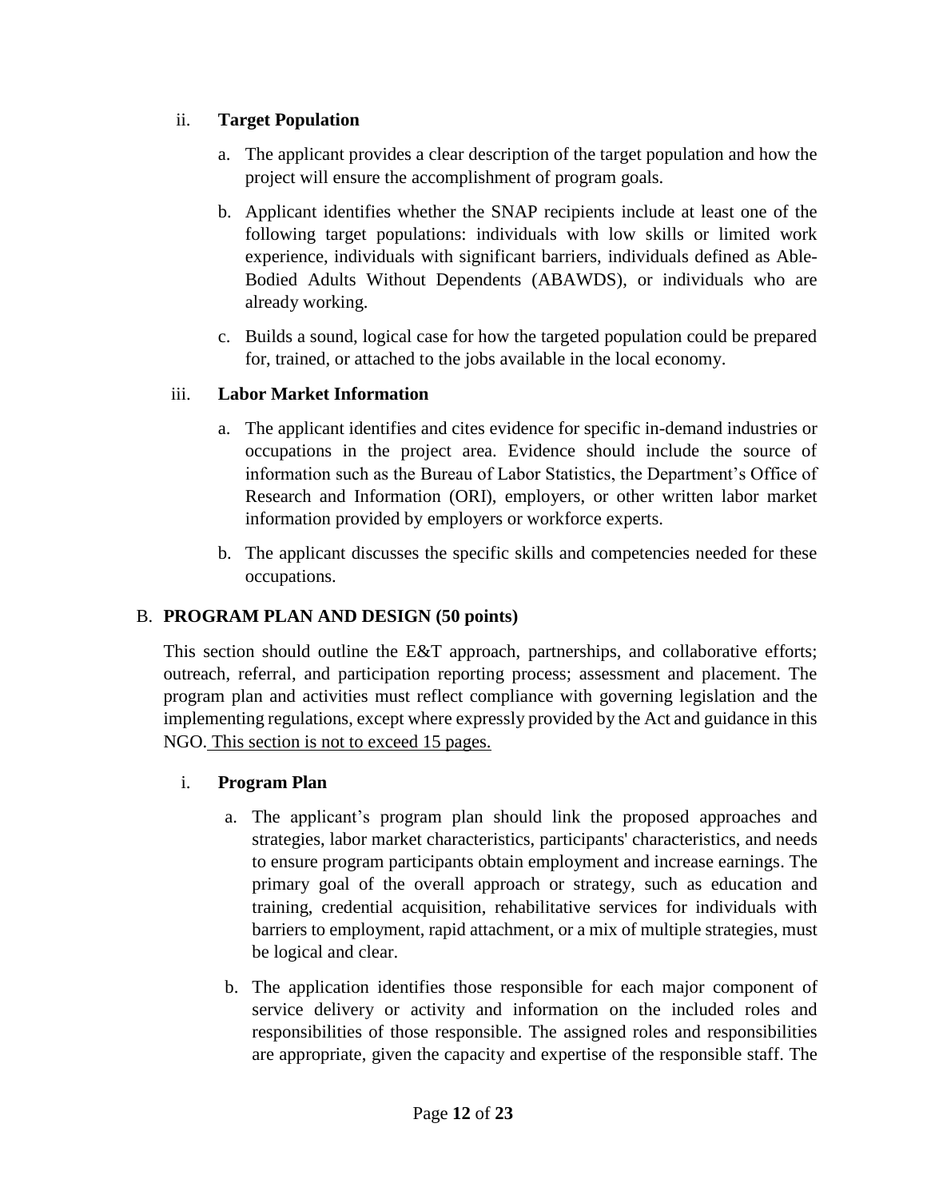ii. **Target Population**

a. The applicant provides a clear description of the target population and how the project will ensure the accomplishment of program goals.

b. Applicant identifies whether the SNAP recipients include at least one of the following target populations: individuals with low skills or limited work experience, individuals with significant barriers, individuals defined as Able-Bodied Adults Without Dependents (ABAWDS), or individuals who are already working.

c. Builds a sound, logical case for how the targeted population could be prepared for, trained, or attached to the jobs available in the local economy.

iii. **Labor Market Information**

a. The applicant identifies and cites evidence for specific in-demand industries or occupations in the project area. Evidence should include the source of information such as the Bureau of Labor Statistics, the Department's Office of Research and Information (ORI), employers, or other written labor market information provided by employers or workforce experts.

b. The applicant discusses the specific skills and competencies needed for these occupations.

## B. PROGRAM PLAN AND DESIGN (50 points)

This section should outline the E&T approach, partnerships, and collaborative efforts; outreach, referral, and participation reporting process; assessment and placement. The program plan and activities must reflect compliance with governing legislation and the implementing regulations, except where expressly provided by the Act and guidance in this NGO. <u>This section is not to exceed 15 pages.</u>

i. **Program Plan**

a. The applicant's program plan should link the proposed approaches and strategies, labor market characteristics, participants' characteristics, and needs to ensure program participants obtain employment and increase earnings. The primary goal of the overall approach or strategy, such as education and training, credential acquisition, rehabilitative services for individuals with barriers to employment, rapid attachment, or a mix of multiple strategies, must be logical and clear.

b. The application identifies those responsible for each major component of service delivery or activity and information on the included roles and responsibilities of those responsible. The assigned roles and responsibilities are appropriate, given the capacity and expertise of the responsible staff. The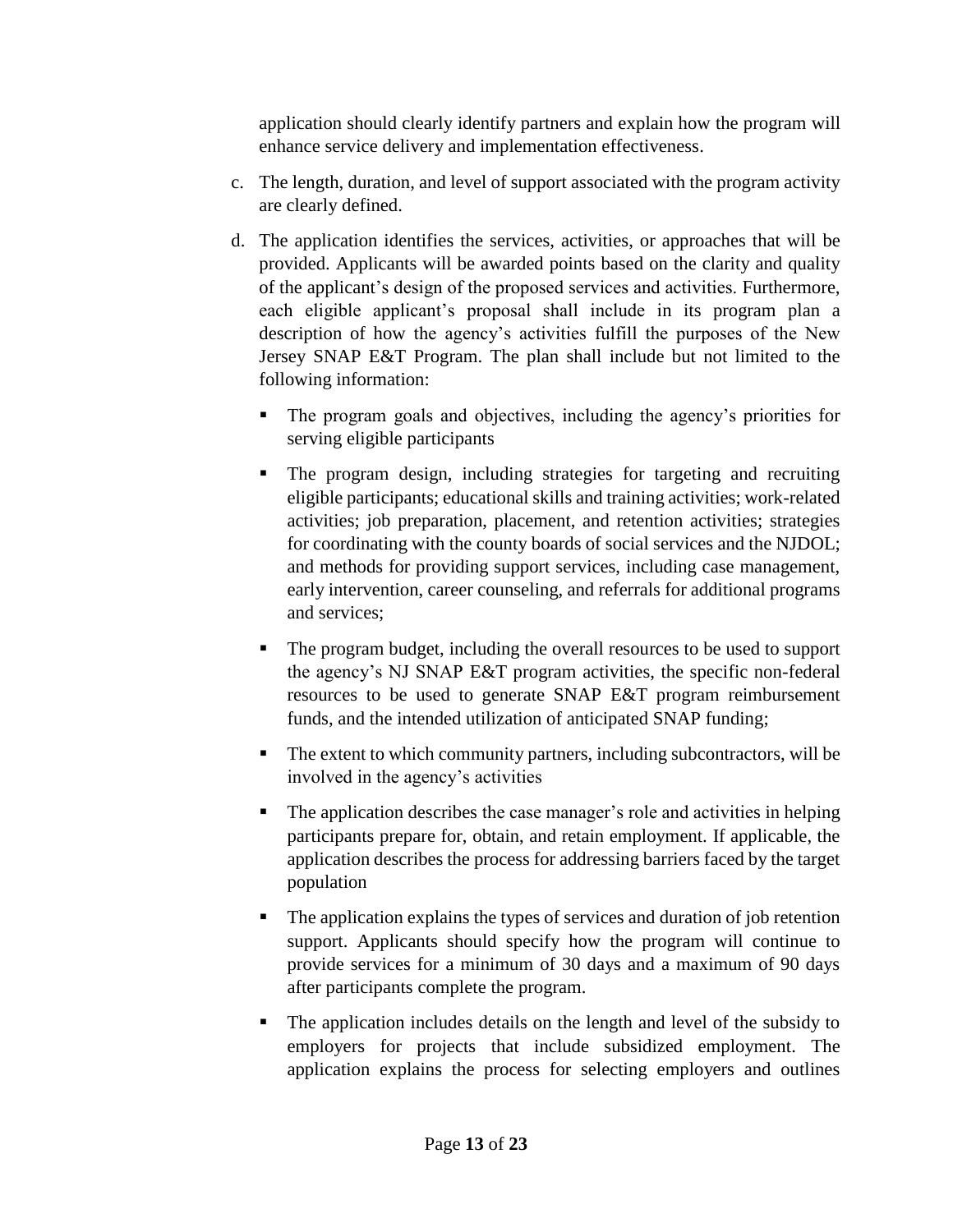application should clearly identify partners and explain how the program will enhance service delivery and implementation effectiveness.

c. The length, duration, and level of support associated with the program activity are clearly defined.

d. The application identifies the services, activities, or approaches that will be provided. Applicants will be awarded points based on the clarity and quality of the applicant's design of the proposed services and activities. Furthermore, each eligible applicant's proposal shall include in its program plan a description of how the agency's activities fulfill the purposes of the New Jersey SNAP E&T Program. The plan shall include but not limited to the following information:

   - The program goals and objectives, including the agency's priorities for serving eligible participants
   - The program design, including strategies for targeting and recruiting eligible participants; educational skills and training activities; work-related activities; job preparation, placement, and retention activities; strategies for coordinating with the county boards of social services and the NJDOL; and methods for providing support services, including case management, early intervention, career counseling, and referrals for additional programs and services;
   - The program budget, including the overall resources to be used to support the agency's NJ SNAP E&T program activities, the specific non-federal resources to be used to generate SNAP E&T program reimbursement funds, and the intended utilization of anticipated SNAP funding;
   - The extent to which community partners, including subcontractors, will be involved in the agency's activities
   - The application describes the case manager's role and activities in helping participants prepare for, obtain, and retain employment. If applicable, the application describes the process for addressing barriers faced by the target population
   - The application explains the types of services and duration of job retention support. Applicants should specify how the program will continue to provide services for a minimum of 30 days and a maximum of 90 days after participants complete the program.
   - The application includes details on the length and level of the subsidy to employers for projects that include subsidized employment. The application explains the process for selecting employers and outlines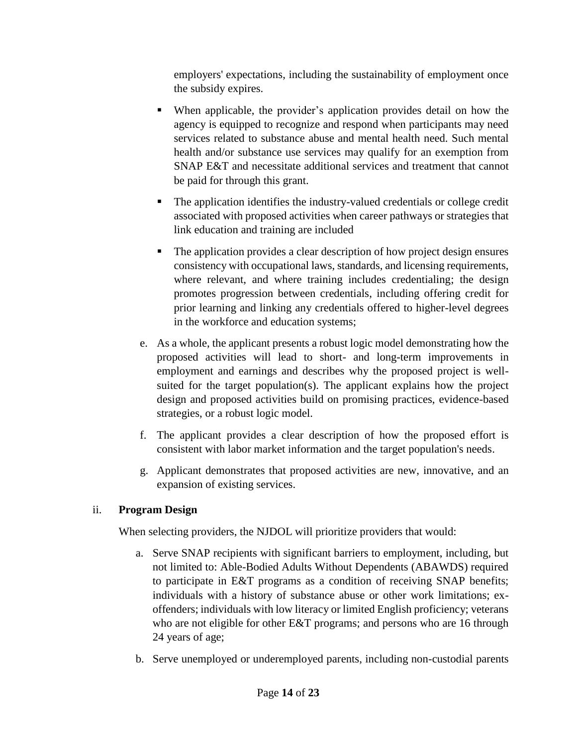employers' expectations, including the sustainability of employment once the subsidy expires.

- When applicable, the provider's application provides detail on how the agency is equipped to recognize and respond when participants may need services related to substance abuse and mental health need. Such mental health and/or substance use services may qualify for an exemption from SNAP E&T and necessitate additional services and treatment that cannot be paid for through this grant.
- The application identifies the industry-valued credentials or college credit associated with proposed activities when career pathways or strategies that link education and training are included
- The application provides a clear description of how project design ensures consistency with occupational laws, standards, and licensing requirements, where relevant, and where training includes credentialing; the design promotes progression between credentials, including offering credit for prior learning and linking any credentials offered to higher-level degrees in the workforce and education systems;

e. As a whole, the applicant presents a robust logic model demonstrating how the proposed activities will lead to short- and long-term improvements in employment and earnings and describes why the proposed project is well-suited for the target population(s). The applicant explains how the project design and proposed activities build on promising practices, evidence-based strategies, or a robust logic model.

f. The applicant provides a clear description of how the proposed effort is consistent with labor market information and the target population's needs.

g. Applicant demonstrates that proposed activities are new, innovative, and an expansion of existing services.

ii. **Program Design**

When selecting providers, the NJDOL will prioritize providers that would:

a. Serve SNAP recipients with significant barriers to employment, including, but not limited to: Able-Bodied Adults Without Dependents (ABAWDS) required to participate in E&T programs as a condition of receiving SNAP benefits; individuals with a history of substance abuse or other work limitations; ex-offenders; individuals with low literacy or limited English proficiency; veterans who are not eligible for other E&T programs; and persons who are 16 through 24 years of age;

b. Serve unemployed or underemployed parents, including non-custodial parents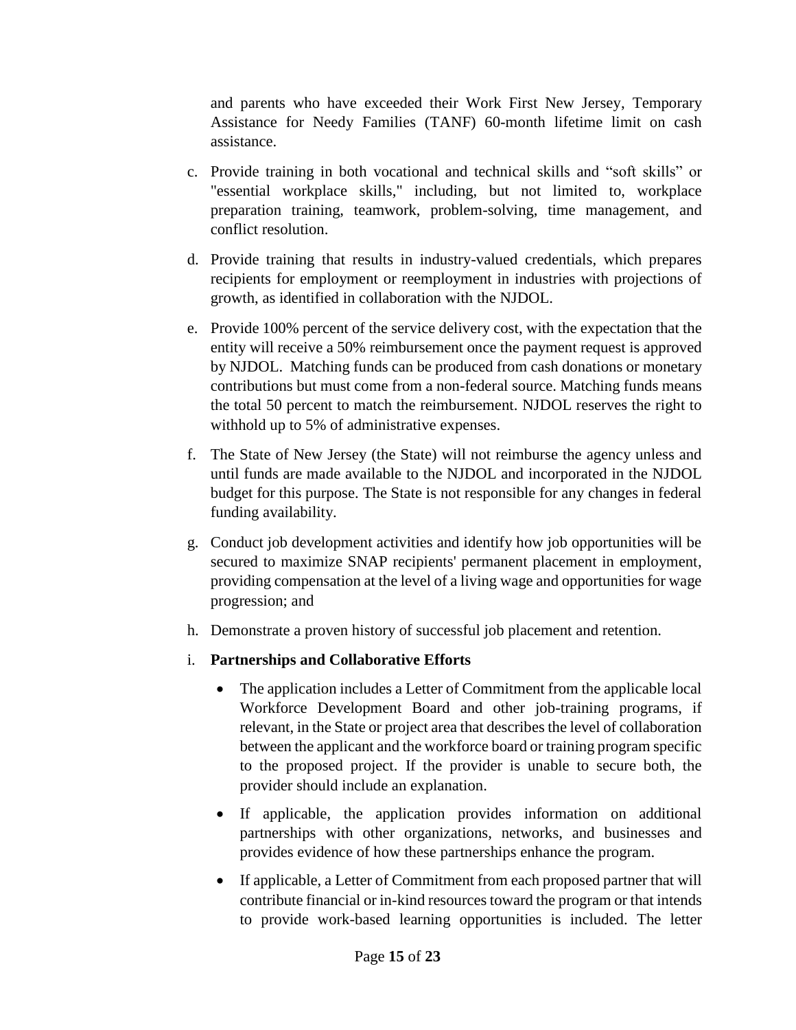and parents who have exceeded their Work First New Jersey, Temporary Assistance for Needy Families (TANF) 60-month lifetime limit on cash assistance.

c. Provide training in both vocational and technical skills and “soft skills” or "essential workplace skills," including, but not limited to, workplace preparation training, teamwork, problem-solving, time management, and conflict resolution.

d. Provide training that results in industry-valued credentials, which prepares recipients for employment or reemployment in industries with projections of growth, as identified in collaboration with the NJDOL.

e. Provide 100% percent of the service delivery cost, with the expectation that the entity will receive a 50% reimbursement once the payment request is approved by NJDOL. Matching funds can be produced from cash donations or monetary contributions but must come from a non-federal source. Matching funds means the total 50 percent to match the reimbursement. NJDOL reserves the right to withhold up to 5% of administrative expenses.

f. The State of New Jersey (the State) will not reimburse the agency unless and until funds are made available to the NJDOL and incorporated in the NJDOL budget for this purpose. The State is not responsible for any changes in federal funding availability.

g. Conduct job development activities and identify how job opportunities will be secured to maximize SNAP recipients' permanent placement in employment, providing compensation at the level of a living wage and opportunities for wage progression; and

h. Demonstrate a proven history of successful job placement and retention.

i. **Partnerships and Collaborative Efforts**

   - The application includes a Letter of Commitment from the applicable local Workforce Development Board and other job-training programs, if relevant, in the State or project area that describes the level of collaboration between the applicant and the workforce board or training program specific to the proposed project. If the provider is unable to secure both, the provider should include an explanation.
   - If applicable, the application provides information on additional partnerships with other organizations, networks, and businesses and provides evidence of how these partnerships enhance the program.
   - If applicable, a Letter of Commitment from each proposed partner that will contribute financial or in-kind resources toward the program or that intends to provide work-based learning opportunities is included. The letter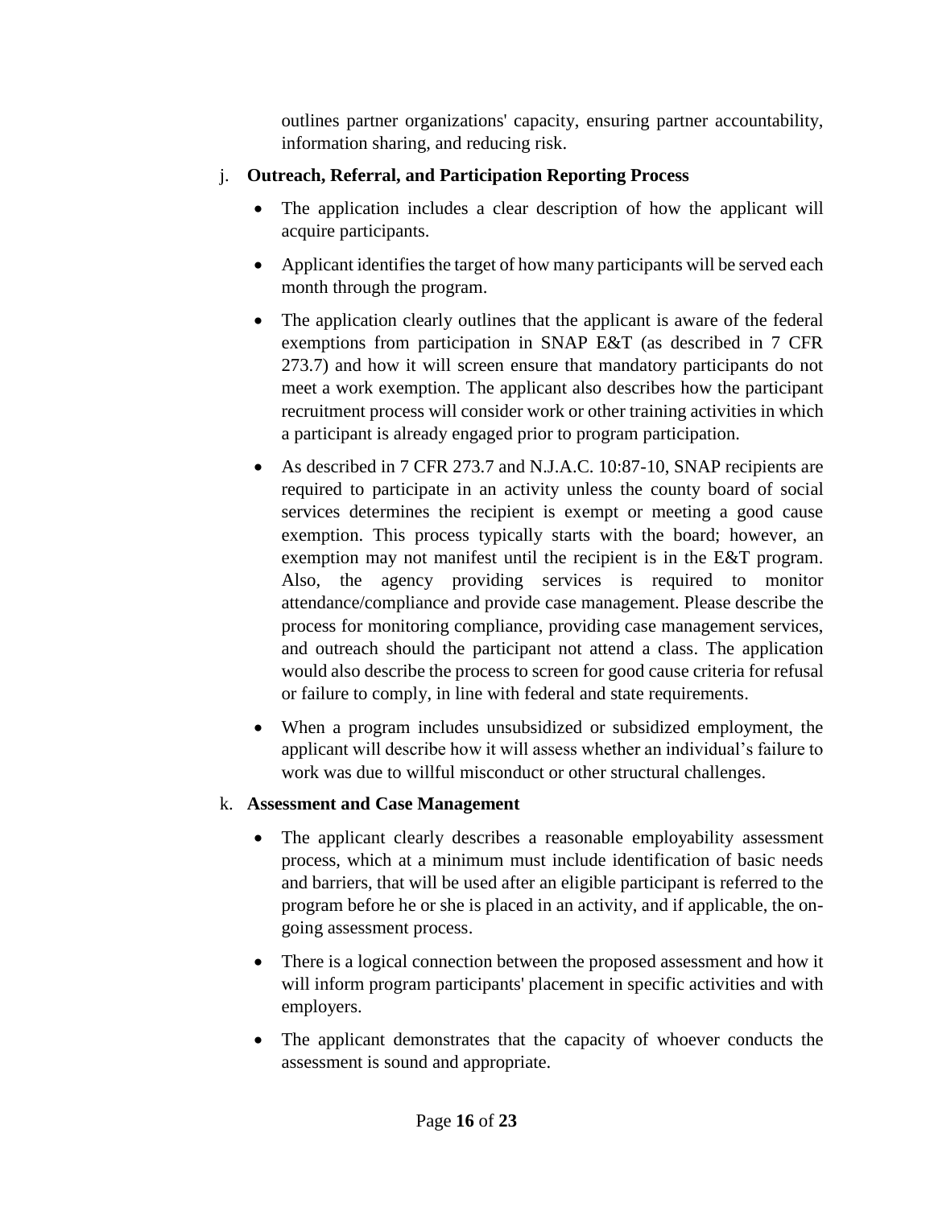outlines partner organizations' capacity, ensuring partner accountability, information sharing, and reducing risk.

j. **Outreach, Referral, and Participation Reporting Process**

- The application includes a clear description of how the applicant will acquire participants.
- Applicant identifies the target of how many participants will be served each month through the program.
- The application clearly outlines that the applicant is aware of the federal exemptions from participation in SNAP E&T (as described in 7 CFR 273.7) and how it will screen ensure that mandatory participants do not meet a work exemption. The applicant also describes how the participant recruitment process will consider work or other training activities in which a participant is already engaged prior to program participation.
- As described in 7 CFR 273.7 and N.J.A.C. 10:87-10, SNAP recipients are required to participate in an activity unless the county board of social services determines the recipient is exempt or meeting a good cause exemption. This process typically starts with the board; however, an exemption may not manifest until the recipient is in the E&T program. Also, the agency providing services is required to monitor attendance/compliance and provide case management. Please describe the process for monitoring compliance, providing case management services, and outreach should the participant not attend a class. The application would also describe the process to screen for good cause criteria for refusal or failure to comply, in line with federal and state requirements.
- When a program includes unsubsidized or subsidized employment, the applicant will describe how it will assess whether an individual's failure to work was due to willful misconduct or other structural challenges.

k. **Assessment and Case Management**

- The applicant clearly describes a reasonable employability assessment process, which at a minimum must include identification of basic needs and barriers, that will be used after an eligible participant is referred to the program before he or she is placed in an activity, and if applicable, the on-going assessment process.
- There is a logical connection between the proposed assessment and how it will inform program participants' placement in specific activities and with employers.
- The applicant demonstrates that the capacity of whoever conducts the assessment is sound and appropriate.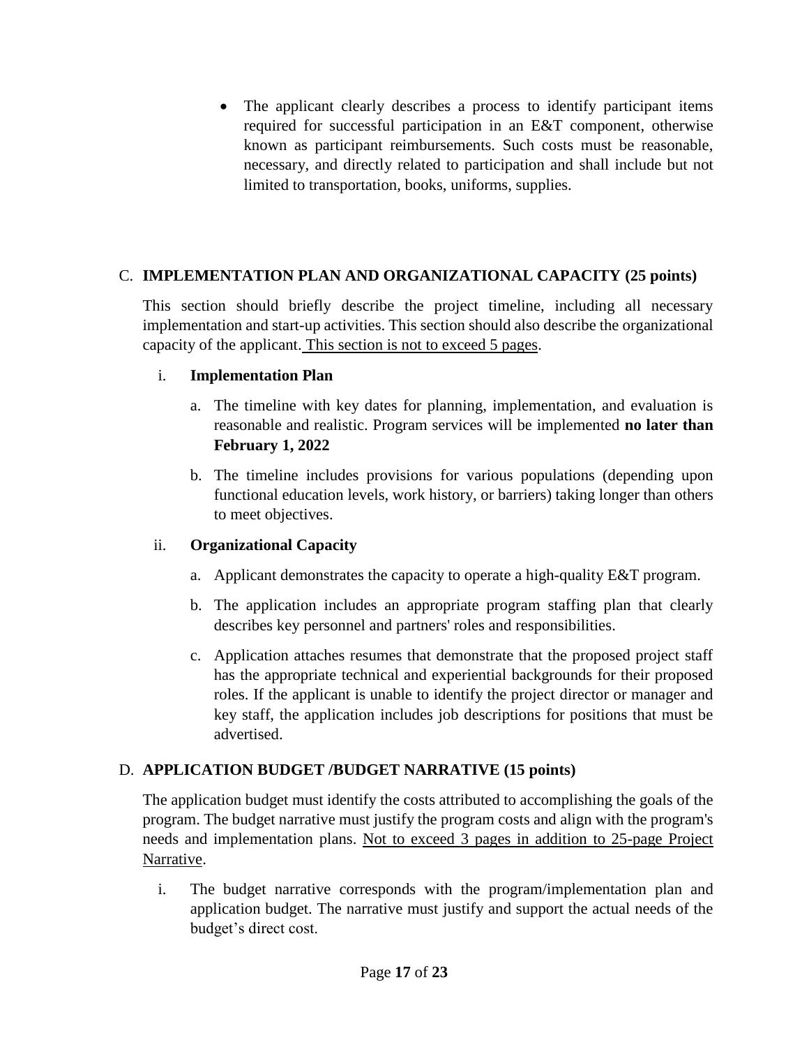- The applicant clearly describes a process to identify participant items required for successful participation in an E&T component, otherwise known as participant reimbursements. Such costs must be reasonable, necessary, and directly related to participation and shall include but not limited to transportation, books, uniforms, supplies.

## C. IMPLEMENTATION PLAN AND ORGANIZATIONAL CAPACITY (25 points)

This section should briefly describe the project timeline, including all necessary implementation and start-up activities. This section should also describe the organizational capacity of the applicant. <u>This section is not to exceed 5 pages</u>.

### i. Implementation Plan

a. The timeline with key dates for planning, implementation, and evaluation is reasonable and realistic. Program services will be implemented **no later than February 1, 2022**

b. The timeline includes provisions for various populations (depending upon functional education levels, work history, or barriers) taking longer than others to meet objectives.

### ii. Organizational Capacity

a. Applicant demonstrates the capacity to operate a high-quality E&T program.

b. The application includes an appropriate program staffing plan that clearly describes key personnel and partners' roles and responsibilities.

c. Application attaches resumes that demonstrate that the proposed project staff has the appropriate technical and experiential backgrounds for their proposed roles. If the applicant is unable to identify the project director or manager and key staff, the application includes job descriptions for positions that must be advertised.

## D. APPLICATION BUDGET /BUDGET NARRATIVE (15 points)

The application budget must identify the costs attributed to accomplishing the goals of the program. The budget narrative must justify the program costs and align with the program's needs and implementation plans. <u>Not to exceed 3 pages in addition to 25-page Project Narrative</u>.

i. The budget narrative corresponds with the program/implementation plan and application budget. The narrative must justify and support the actual needs of the budget's direct cost.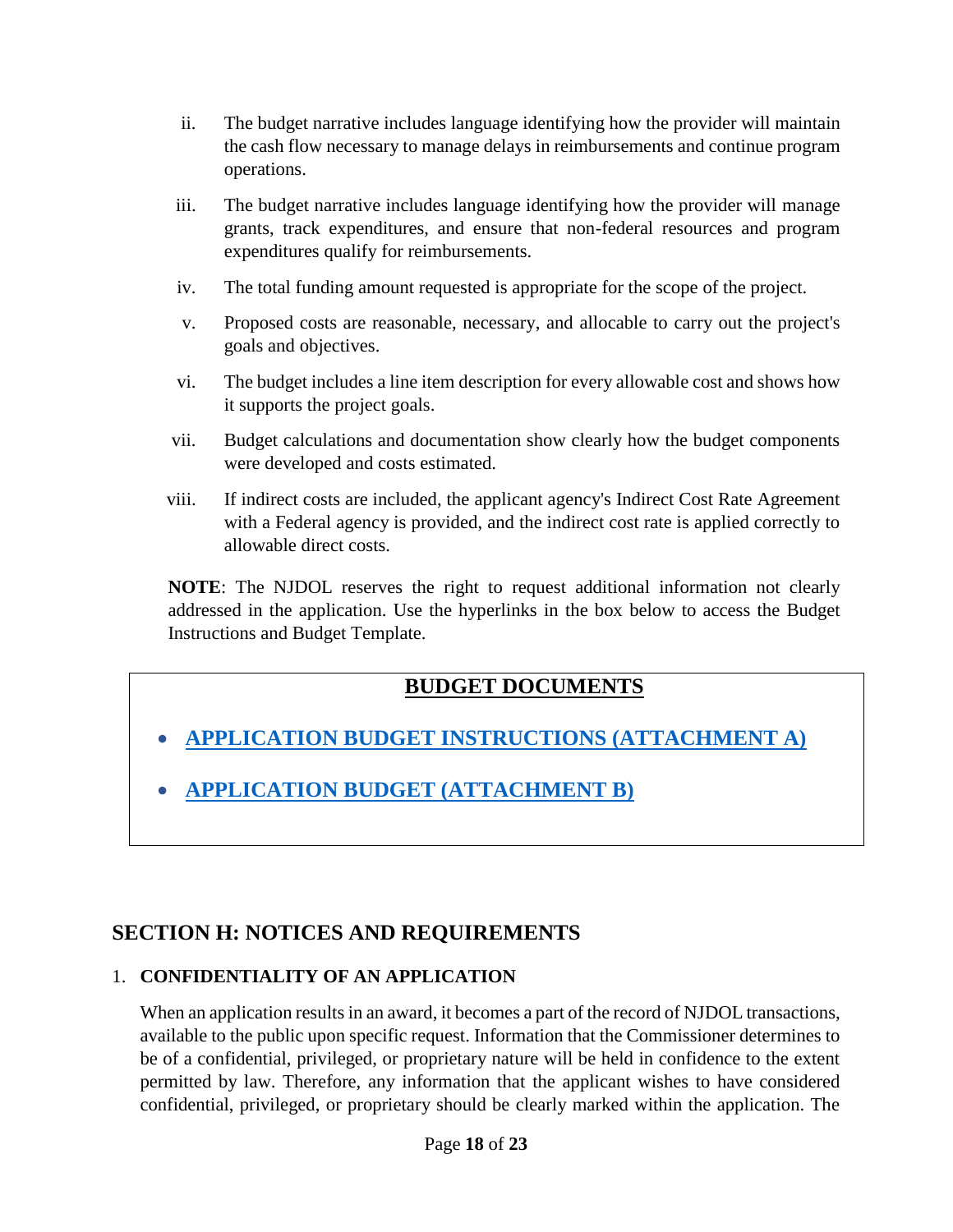ii. The budget narrative includes language identifying how the provider will maintain the cash flow necessary to manage delays in reimbursements and continue program operations.

iii. The budget narrative includes language identifying how the provider will manage grants, track expenditures, and ensure that non-federal resources and program expenditures qualify for reimbursements.

iv. The total funding amount requested is appropriate for the scope of the project.

v. Proposed costs are reasonable, necessary, and allocable to carry out the project's goals and objectives.

vi. The budget includes a line item description for every allowable cost and shows how it supports the project goals.

vii. Budget calculations and documentation show clearly how the budget components were developed and costs estimated.

viii. If indirect costs are included, the applicant agency's Indirect Cost Rate Agreement with a Federal agency is provided, and the indirect cost rate is applied correctly to allowable direct costs.

**NOTE**: The NJDOL reserves the right to request additional information not clearly addressed in the application. Use the hyperlinks in the box below to access the Budget Instructions and Budget Template.

**BUDGET DOCUMENTS**

- **APPLICATION BUDGET INSTRUCTIONS (ATTACHMENT A)**
- **APPLICATION BUDGET (ATTACHMENT B)**

## SECTION H: NOTICES AND REQUIREMENTS

1. **CONFIDENTIALITY OF AN APPLICATION**

When an application results in an award, it becomes a part of the record of NJDOL transactions, available to the public upon specific request. Information that the Commissioner determines to be of a confidential, privileged, or proprietary nature will be held in confidence to the extent permitted by law. Therefore, any information that the applicant wishes to have considered confidential, privileged, or proprietary should be clearly marked within the application. The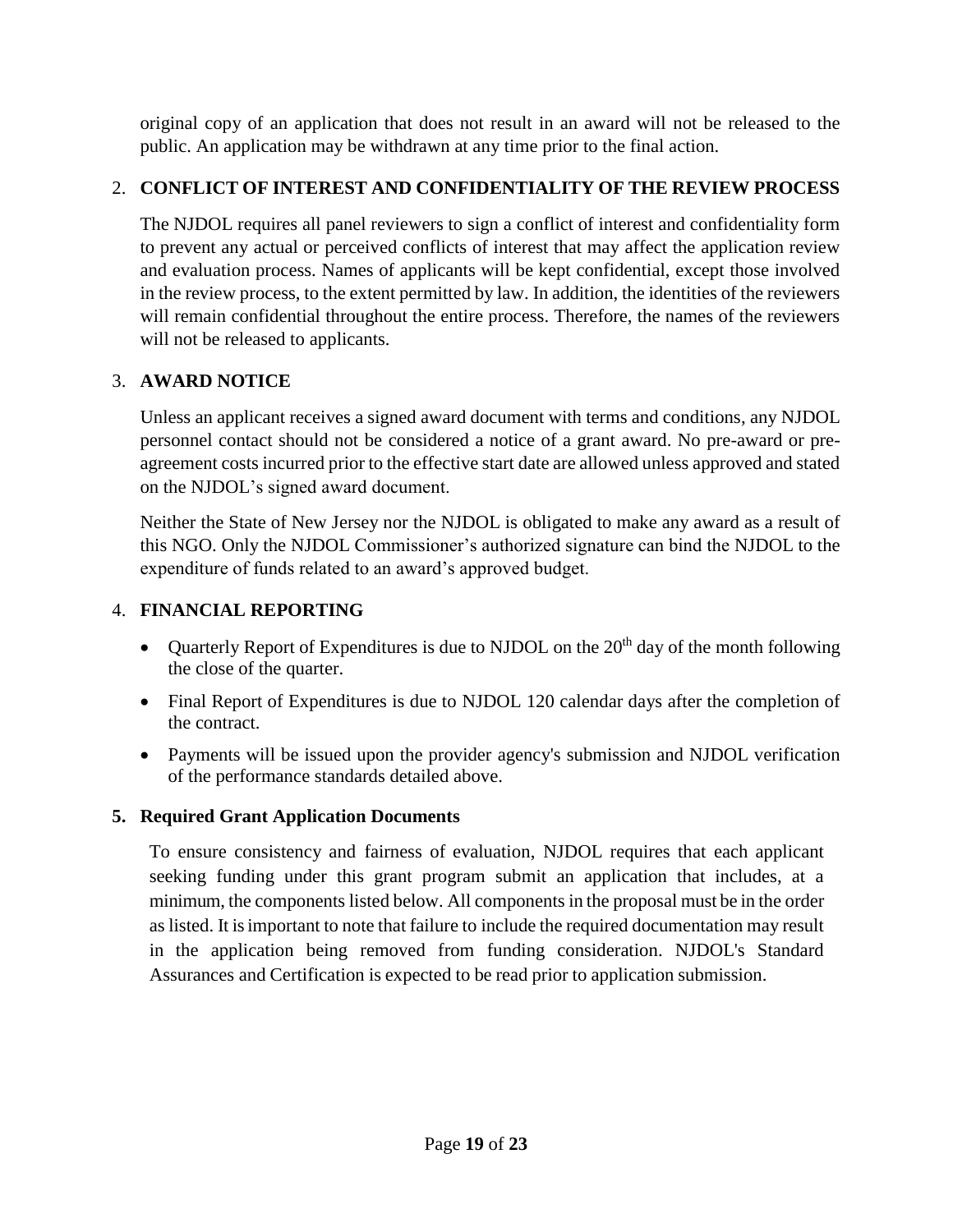original copy of an application that does not result in an award will not be released to the public. An application may be withdrawn at any time prior to the final action.

2. **CONFLICT OF INTEREST AND CONFIDENTIALITY OF THE REVIEW PROCESS**

   The NJDOL requires all panel reviewers to sign a conflict of interest and confidentiality form to prevent any actual or perceived conflicts of interest that may affect the application review and evaluation process. Names of applicants will be kept confidential, except those involved in the review process, to the extent permitted by law. In addition, the identities of the reviewers will remain confidential throughout the entire process. Therefore, the names of the reviewers will not be released to applicants.

3. **AWARD NOTICE**

   Unless an applicant receives a signed award document with terms and conditions, any NJDOL personnel contact should not be considered a notice of a grant award. No pre-award or pre-agreement costs incurred prior to the effective start date are allowed unless approved and stated on the NJDOL's signed award document.

   Neither the State of New Jersey nor the NJDOL is obligated to make any award as a result of this NGO. Only the NJDOL Commissioner's authorized signature can bind the NJDOL to the expenditure of funds related to an award's approved budget.

4. **FINANCIAL REPORTING**

   - Quarterly Report of Expenditures is due to NJDOL on the 20th day of the month following the close of the quarter.
   - Final Report of Expenditures is due to NJDOL 120 calendar days after the completion of the contract.
   - Payments will be issued upon the provider agency's submission and NJDOL verification of the performance standards detailed above.

5. **Required Grant Application Documents**

   To ensure consistency and fairness of evaluation, NJDOL requires that each applicant seeking funding under this grant program submit an application that includes, at a minimum, the components listed below. All components in the proposal must be in the order as listed. It is important to note that failure to include the required documentation may result in the application being removed from funding consideration. NJDOL's Standard Assurances and Certification is expected to be read prior to application submission.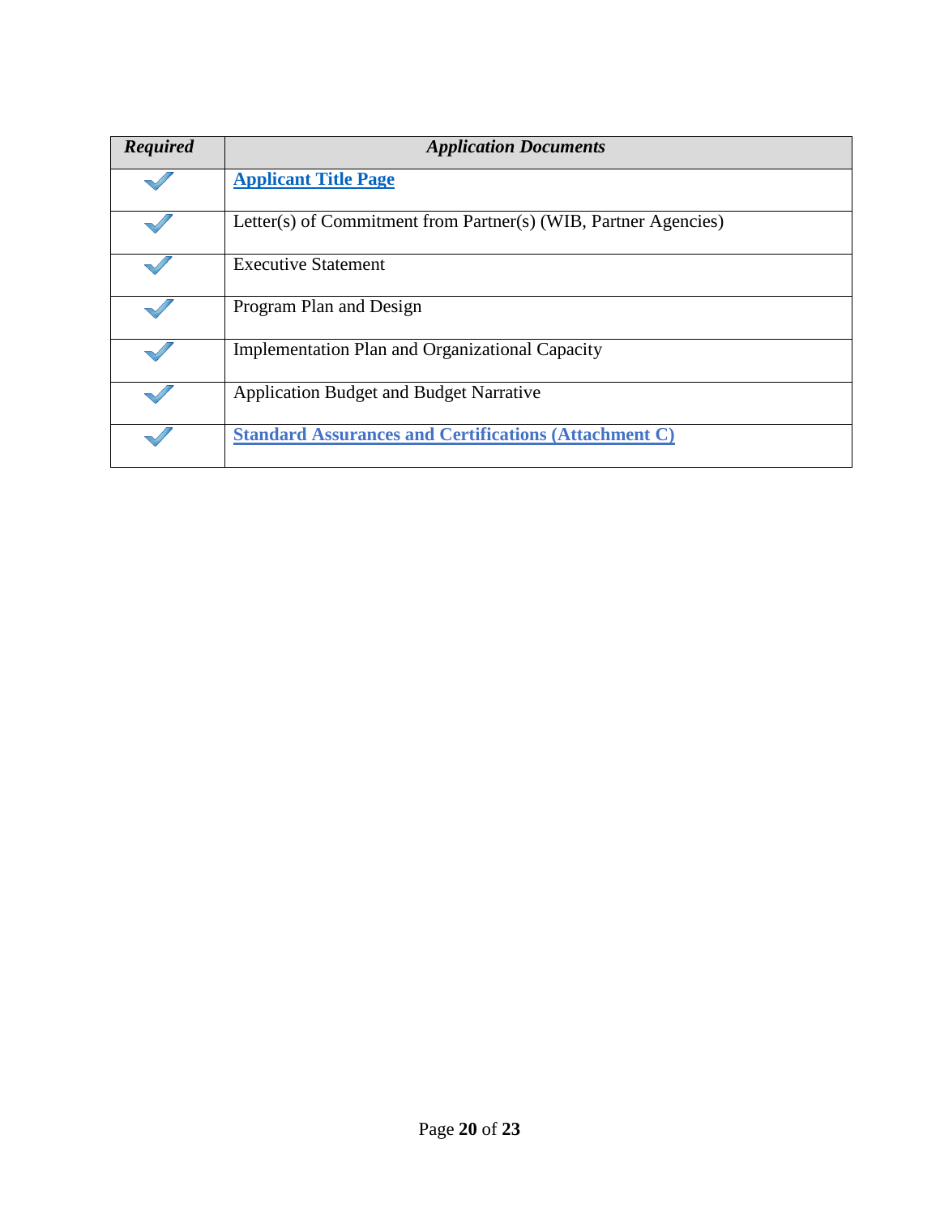| ***Required*** | ***Application Documents*** |
| --- | --- |
| ✓ | **Applicant Title Page** |
| ✓ | Letter(s) of Commitment from Partner(s) (WIB, Partner Agencies) |
| ✓ | Executive Statement |
| ✓ | Program Plan and Design |
| ✓ | Implementation Plan and Organizational Capacity |
| ✓ | Application Budget and Budget Narrative |
| ✓ | **Standard Assurances and Certifications (Attachment C)** |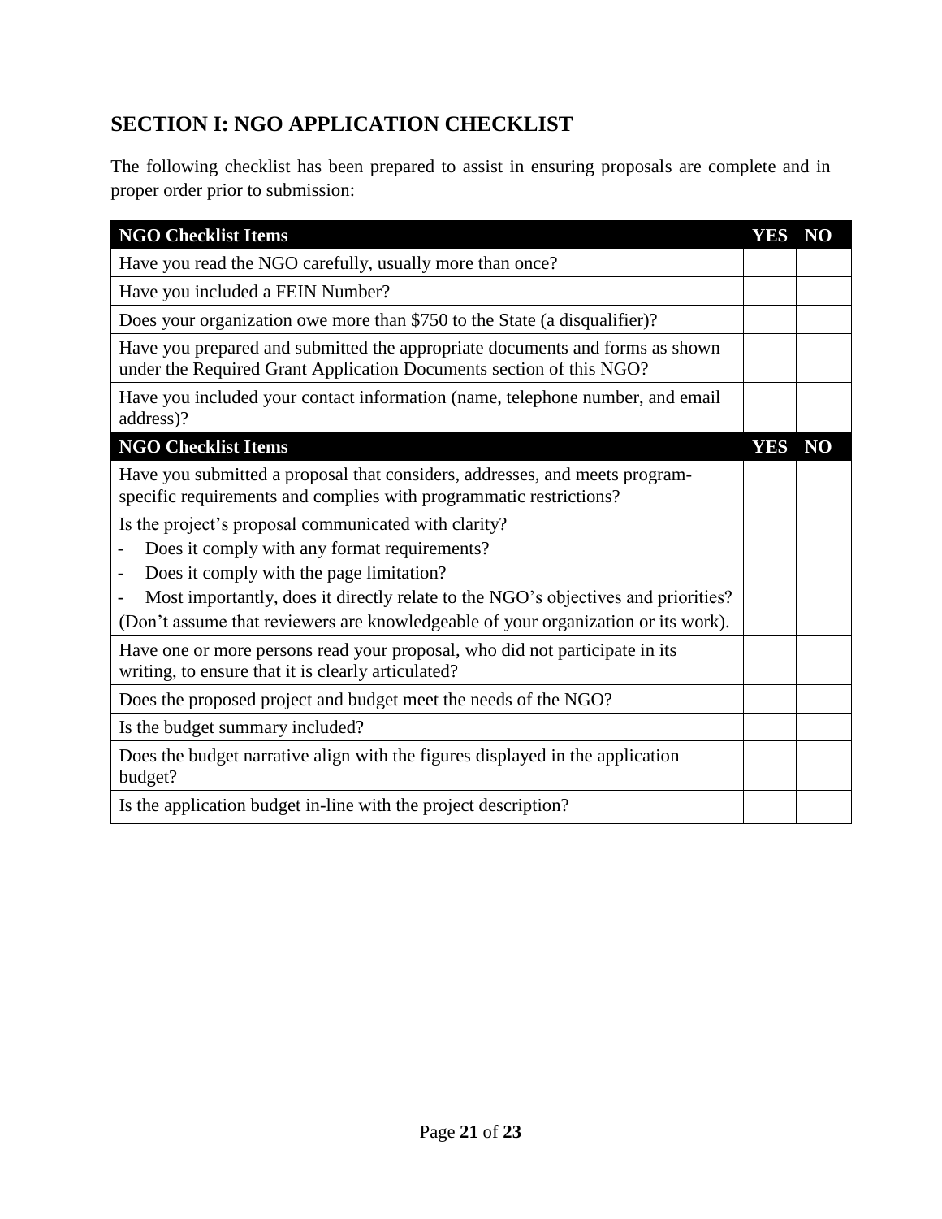## SECTION I: NGO APPLICATION CHECKLIST

The following checklist has been prepared to assist in ensuring proposals are complete and in proper order prior to submission:

| NGO Checklist Items | YES | NO |
|---|---|---|
| Have you read the NGO carefully, usually more than once? | | |
| Have you included a FEIN Number? | | |
| Does your organization owe more than $750 to the State (a disqualifier)? | | |
| Have you prepared and submitted the appropriate documents and forms as shown under the Required Grant Application Documents section of this NGO? | | |
| Have you included your contact information (name, telephone number, and email address)? | | |
| **NGO Checklist Items** | **YES** | **NO** |
| Have you submitted a proposal that considers, addresses, and meets program-specific requirements and complies with programmatic restrictions? | | |
| Is the project's proposal communicated with clarity?<br>- Does it comply with any format requirements?<br>- Does it comply with the page limitation?<br>- Most importantly, does it directly relate to the NGO's objectives and priorities?<br>(Don't assume that reviewers are knowledgeable of your organization or its work). | | |
| Have one or more persons read your proposal, who did not participate in its writing, to ensure that it is clearly articulated? | | |
| Does the proposed project and budget meet the needs of the NGO? | | |
| Is the budget summary included? | | |
| Does the budget narrative align with the figures displayed in the application budget? | | |
| Is the application budget in-line with the project description? | | |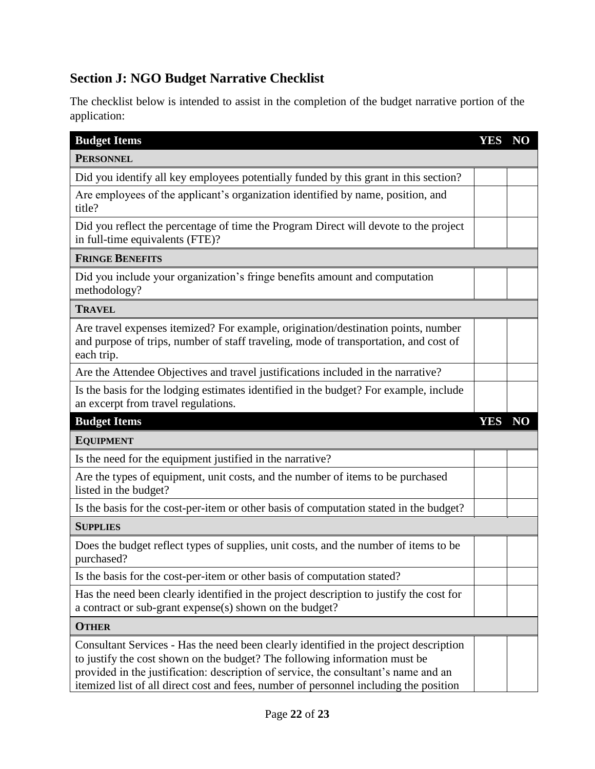## Section J: NGO Budget Narrative Checklist

The checklist below is intended to assist in the completion of the budget narrative portion of the application:

| Budget Items | YES | NO |
|---|---|---|
| **PERSONNEL** | | |
| Did you identify all key employees potentially funded by this grant in this section? | | |
| Are employees of the applicant's organization identified by name, position, and title? | | |
| Did you reflect the percentage of time the Program Direct will devote to the project in full-time equivalents (FTE)? | | |
| **FRINGE BENEFITS** | | |
| Did you include your organization's fringe benefits amount and computation methodology? | | |
| **TRAVEL** | | |
| Are travel expenses itemized? For example, origination/destination points, number and purpose of trips, number of staff traveling, mode of transportation, and cost of each trip. | | |
| Are the Attendee Objectives and travel justifications included in the narrative? | | |
| Is the basis for the lodging estimates identified in the budget? For example, include an excerpt from travel regulations. | | |
| **Budget Items** | **YES** | **NO** |
| **EQUIPMENT** | | |
| Is the need for the equipment justified in the narrative? | | |
| Are the types of equipment, unit costs, and the number of items to be purchased listed in the budget? | | |
| Is the basis for the cost-per-item or other basis of computation stated in the budget? | | |
| **SUPPLIES** | | |
| Does the budget reflect types of supplies, unit costs, and the number of items to be purchased? | | |
| Is the basis for the cost-per-item or other basis of computation stated? | | |
| Has the need been clearly identified in the project description to justify the cost for a contract or sub-grant expense(s) shown on the budget? | | |
| **OTHER** | | |
| Consultant Services - Has the need been clearly identified in the project description to justify the cost shown on the budget? The following information must be provided in the justification: description of service, the consultant's name and an itemized list of all direct cost and fees, number of personnel including the position | | |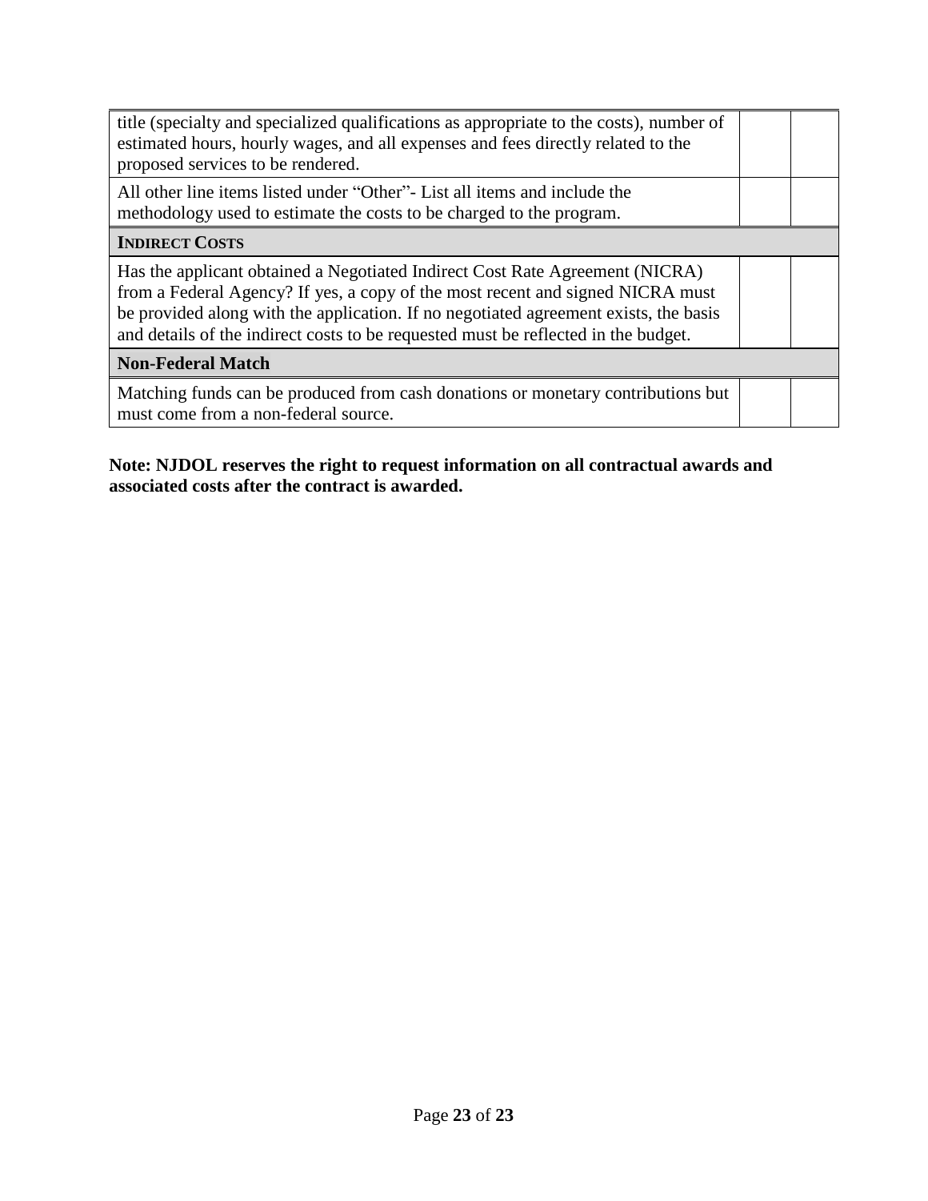| | | |
|---|---|---|
| title (specialty and specialized qualifications as appropriate to the costs), number of estimated hours, hourly wages, and all expenses and fees directly related to the proposed services to be rendered. | | |
| All other line items listed under "Other"- List all items and include the methodology used to estimate the costs to be charged to the program. | | |
| **INDIRECT COSTS** | | |
| Has the applicant obtained a Negotiated Indirect Cost Rate Agreement (NICRA) from a Federal Agency? If yes, a copy of the most recent and signed NICRA must be provided along with the application. If no negotiated agreement exists, the basis and details of the indirect costs to be requested must be reflected in the budget. | | |
| **Non-Federal Match** | | |
| Matching funds can be produced from cash donations or monetary contributions but must come from a non-federal source. | | |

**Note: NJDOL reserves the right to request information on all contractual awards and associated costs after the contract is awarded.**